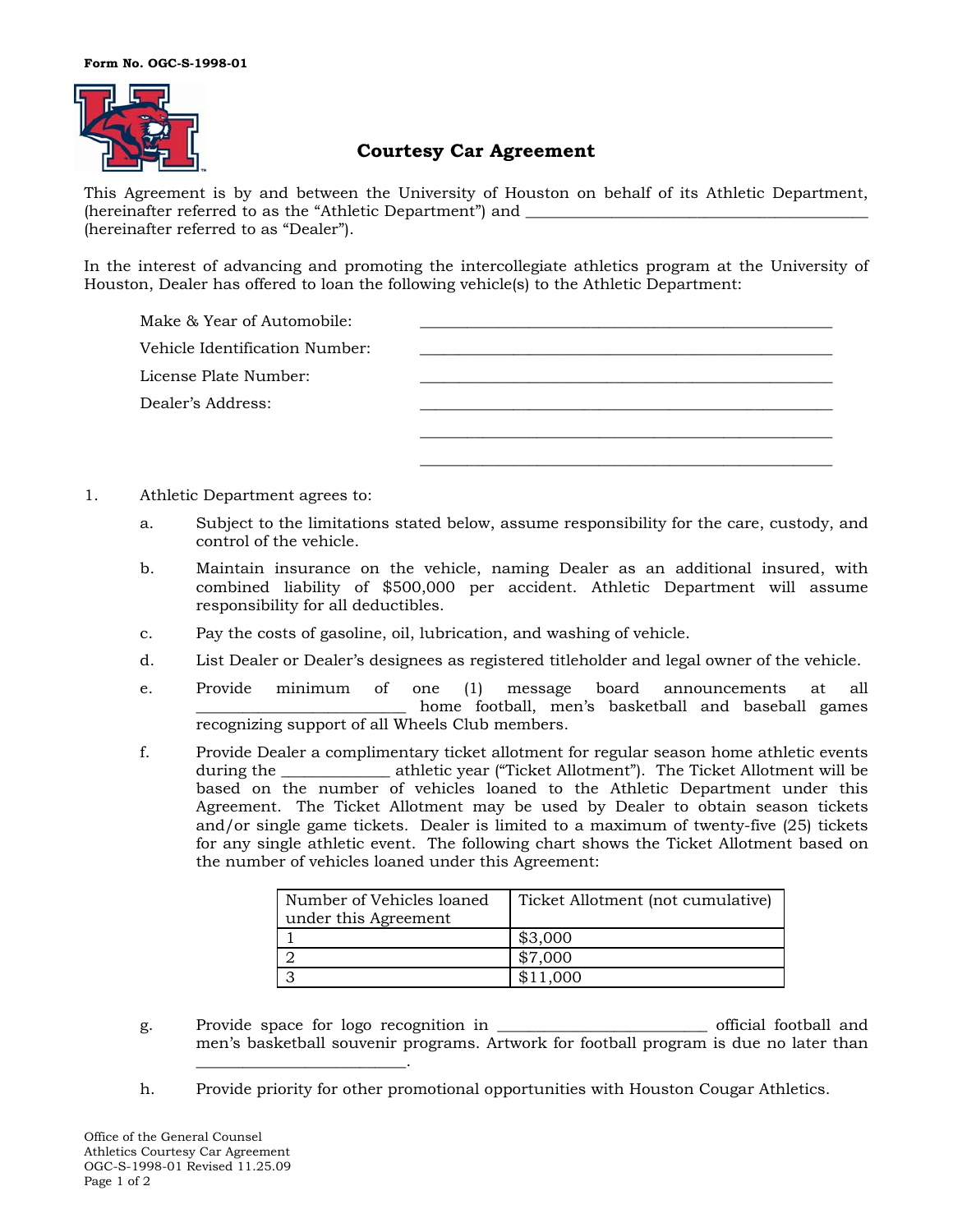Form No. OGC-S-1998-01

# Courtesy Car Agreement

This Agreement is by and between the University of Houston on behalf of its Athletic Department, (hereinafter referred to as the "Athletic Department") and ___________________________________________ (hereinafter referred to as "Dealer").

In the interest of advancing and promoting the intercollegiate athletics program at the University of Houston, Dealer has offered to loan the following vehicle(s) to the Athletic Department:

Make & Year of Automobile: ___________________________________________

Vehicle Identification Number: ___________________________________________

License Plate Number: ___________________________________________

Dealer's Address: ___________________________________________

___________________________________________

___________________________________________

1. Athletic Department agrees to:

   a. Subject to the limitations stated below, assume responsibility for the care, custody, and control of the vehicle.

   b. Maintain insurance on the vehicle, naming Dealer as an additional insured, with combined liability of $500,000 per accident. Athletic Department will assume responsibility for all deductibles.

   c. Pay the costs of gasoline, oil, lubrication, and washing of vehicle.

   d. List Dealer or Dealer's designees as registered titleholder and legal owner of the vehicle.

   e. Provide minimum of one (1) message board announcements at all _________________________ home football, men's basketball and baseball games recognizing support of all Wheels Club members.

   f. Provide Dealer a complimentary ticket allotment for regular season home athletic events during the _____________ athletic year ("Ticket Allotment"). The Ticket Allotment will be based on the number of vehicles loaned to the Athletic Department under this Agreement. The Ticket Allotment may be used by Dealer to obtain season tickets and/or single game tickets. Dealer is limited to a maximum of twenty-five (25) tickets for any single athletic event. The following chart shows the Ticket Allotment based on the number of vehicles loaned under this Agreement:

| Number of Vehicles loaned under this Agreement | Ticket Allotment (not cumulative) |
|---|---|
| 1 | $3,000 |
| 2 | $7,000 |
| 3 | $11,000 |

   g. Provide space for logo recognition in _________________________ official football and men's basketball souvenir programs. Artwork for football program is due no later than _________________________.

   h. Provide priority for other promotional opportunities with Houston Cougar Athletics.

Office of the General Counsel
Athletics Courtesy Car Agreement
OGC-S-1998-01 Revised 11.25.09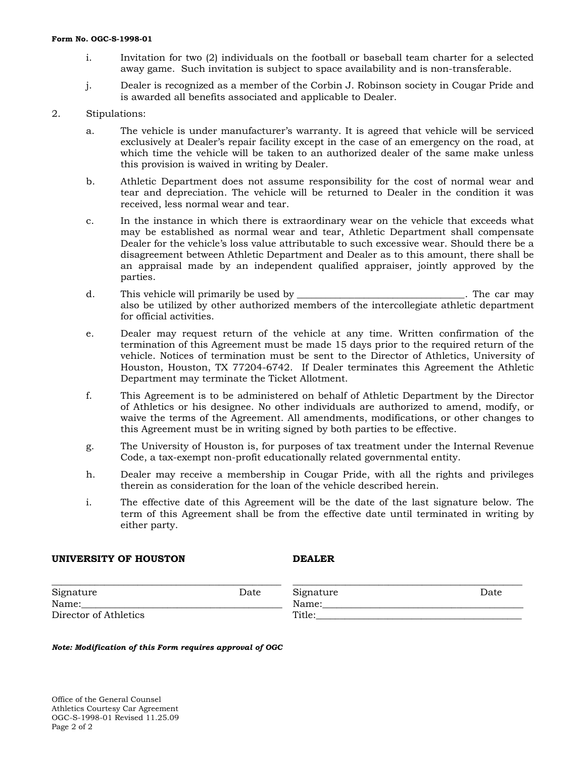i. Invitation for two (2) individuals on the football or baseball team charter for a selected away game. Such invitation is subject to space availability and is non-transferable.

j. Dealer is recognized as a member of the Corbin J. Robinson society in Cougar Pride and is awarded all benefits associated and applicable to Dealer.

2. Stipulations:

a. The vehicle is under manufacturer's warranty. It is agreed that vehicle will be serviced exclusively at Dealer's repair facility except in the case of an emergency on the road, at which time the vehicle will be taken to an authorized dealer of the same make unless this provision is waived in writing by Dealer.

b. Athletic Department does not assume responsibility for the cost of normal wear and tear and depreciation. The vehicle will be returned to Dealer in the condition it was received, less normal wear and tear.

c. In the instance in which there is extraordinary wear on the vehicle that exceeds what may be established as normal wear and tear, Athletic Department shall compensate Dealer for the vehicle's loss value attributable to such excessive wear. Should there be a disagreement between Athletic Department and Dealer as to this amount, there shall be an appraisal made by an independent qualified appraiser, jointly approved by the parties.

d. This vehicle will primarily be used by ___________________________________. The car may also be utilized by other authorized members of the intercollegiate athletic department for official activities.

e. Dealer may request return of the vehicle at any time. Written confirmation of the termination of this Agreement must be made 15 days prior to the required return of the vehicle. Notices of termination must be sent to the Director of Athletics, University of Houston, Houston, TX 77204-6742. If Dealer terminates this Agreement the Athletic Department may terminate the Ticket Allotment.

f. This Agreement is to be administered on behalf of Athletic Department by the Director of Athletics or his designee. No other individuals are authorized to amend, modify, or waive the terms of the Agreement. All amendments, modifications, or other changes to this Agreement must be in writing signed by both parties to be effective.

g. The University of Houston is, for purposes of tax treatment under the Internal Revenue Code, a tax-exempt non-profit educationally related governmental entity.

h. Dealer may receive a membership in Cougar Pride, with all the rights and privileges therein as consideration for the loan of the vehicle described herein.

i. The effective date of this Agreement will be the date of the last signature below. The term of this Agreement shall be from the effective date until terminated in writing by either party.

**UNIVERSITY OF HOUSTON**

_______________________________________________
Signature Date
Name:___________________________________________
Director of Athletics

**DEALER**

_______________________________________________
Signature Date
Name:___________________________________________
Title:____________________________________________

***Note: Modification of this Form requires approval of OGC***

Office of the General Counsel
Athletics Courtesy Car Agreement
OGC-S-1998-01 Revised 11.25.09